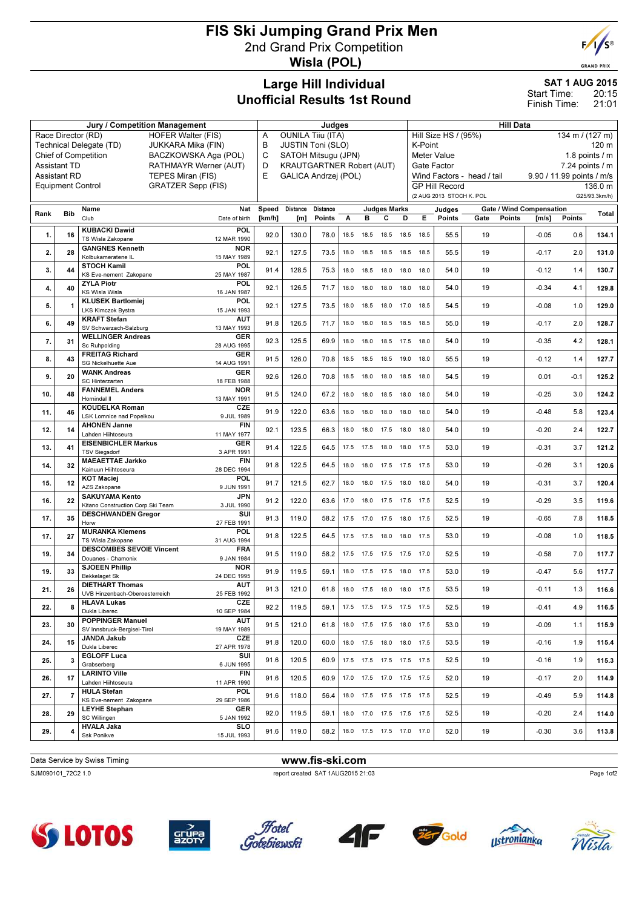# FIS Ski Jumping Grand Prix Men

## 2nd Grand Prix Competition

## Wisla (POL)

## Large Hill Individual
## Unofficial Results 1st Round

**SAT 1 AUG 2015**
Start Time: 20:15
Finish Time: 21:01

| Jury / Competition Management | | Judges | | Hill Data | |
|---|---|---|---|---|---|
| Race Director (RD) | HOFER Walter (FIS) | A | OUNILA Tiiu (ITA) | Hill Size HS / (95%) | 134 m / (127 m) |
| Technical Delegate (TD) | JUKKARA Mika (FIN) | B | JUSTIN Toni (SLO) | K-Point | 120 m |
| Chief of Competition | BACZKOWSKA Aga (POL) | C | SATOH Mitsugu (JPN) | Meter Value | 1.8 points / m |
| Assistant TD | RATHMAYR Werner (AUT) | D | KRAUTGARTNER Robert (AUT) | Gate Factor | 7.24 points / m |
| Assistant RD | TEPES Miran (FIS) | E | GALICA Andrzej (POL) | Wind Factors - head / tail | 9.90 / 11.99 points / m/s |
| Equipment Control | GRATZER Sepp (FIS) | | | GP Hill Record | 136.0 m |
| | | | | (2 AUG 2013 STOCH K. POL | G25/93.3km/h) |

| Rank | Bib | Name / Club | Nat / Date of birth | Speed [km/h] | Distance [m] | Distance Points | A | B | C | D | E | Judges Points | Gate | Gate Points | Wind [m/s] | Wind Points | Total |
|---|---|---|---|---|---|---|---|---|---|---|---|---|---|---|---|---|---|
| 1. | 16 | KUBACKI Dawid<br>TS Wisla Zakopane | POL<br>12 MAR 1990 | 92.0 | 130.0 | 78.0 | 18.5 | 18.5 | 18.5 | 18.5 | 18.5 | 55.5 | 19 | | -0.05 | 0.6 | 134.1 |
| 2. | 28 | GANGNES Kenneth<br>Kolbukameratene IL | NOR<br>15 MAY 1989 | 92.1 | 127.5 | 73.5 | 18.0 | 18.5 | 18.5 | 18.5 | 18.5 | 55.5 | 19 | | -0.17 | 2.0 | 131.0 |
| 3. | 44 | STOCH Kamil<br>KS Eve-nement Zakopane | POL<br>25 MAY 1987 | 91.4 | 128.5 | 75.3 | 18.0 | 18.5 | 18.0 | 18.0 | 18.0 | 54.0 | 19 | | -0.12 | 1.4 | 130.7 |
| 4. | 40 | ZYLA Piotr<br>KS Wisla Wisla | POL<br>16 JAN 1987 | 92.1 | 126.5 | 71.7 | 18.0 | 18.0 | 18.0 | 18.0 | 18.0 | 54.0 | 19 | | -0.34 | 4.1 | 129.8 |
| 5. | 1 | KLUSEK Bartlomiej<br>LKS Klmczok Bystra | POL<br>15 JAN 1993 | 92.1 | 127.5 | 73.5 | 18.0 | 18.5 | 18.0 | 17.0 | 18.5 | 54.5 | 19 | | -0.08 | 1.0 | 129.0 |
| 6. | 49 | KRAFT Stefan<br>SV Schwarzach-Salzburg | AUT<br>13 MAY 1993 | 91.8 | 126.5 | 71.7 | 18.0 | 18.0 | 18.5 | 18.5 | 18.5 | 55.0 | 19 | | -0.17 | 2.0 | 128.7 |
| 7. | 31 | WELLINGER Andreas<br>Sc Ruhpolding | GER<br>28 AUG 1995 | 92.3 | 125.5 | 69.9 | 18.0 | 18.0 | 18.5 | 17.5 | 18.0 | 54.0 | 19 | | -0.35 | 4.2 | 128.1 |
| 8. | 43 | FREITAG Richard<br>SG Nickelhuette Aue | GER<br>14 AUG 1991 | 91.5 | 126.0 | 70.8 | 18.5 | 18.5 | 18.5 | 19.0 | 18.0 | 55.5 | 19 | | -0.12 | 1.4 | 127.7 |
| 9. | 20 | WANK Andreas<br>SC Hinterzarten | GER<br>18 FEB 1988 | 92.6 | 126.0 | 70.8 | 18.5 | 18.0 | 18.0 | 18.5 | 18.0 | 54.5 | 19 | | 0.01 | -0.1 | 125.2 |
| 10. | 48 | FANNEMEL Anders<br>Hornindal Il | NOR<br>13 MAY 1991 | 91.5 | 124.0 | 67.2 | 18.0 | 18.0 | 18.5 | 18.0 | 18.0 | 54.0 | 19 | | -0.25 | 3.0 | 124.2 |
| 11. | 46 | KOUDELKA Roman<br>LSK Lomnice nad Popelkou | CZE<br>9 JUL 1989 | 91.9 | 122.0 | 63.6 | 18.0 | 18.0 | 18.0 | 18.0 | 18.0 | 54.0 | 19 | | -0.48 | 5.8 | 123.4 |
| 12. | 14 | AHONEN Janne<br>Lahden Hiihtoseura | FIN<br>11 MAY 1977 | 92.1 | 123.5 | 66.3 | 18.0 | 18.0 | 17.5 | 18.0 | 18.0 | 54.0 | 19 | | -0.20 | 2.4 | 122.7 |
| 13. | 41 | EISENBICHLER Markus<br>TSV Siegsdorf | GER<br>3 APR 1991 | 91.4 | 122.5 | 64.5 | 17.5 | 17.5 | 18.0 | 18.0 | 17.5 | 53.0 | 19 | | -0.31 | 3.7 | 121.2 |
| 14. | 32 | MAEAETTAE Jarkko<br>Kainuun Hiihtoseura | FIN<br>28 DEC 1994 | 91.8 | 122.5 | 64.5 | 18.0 | 18.0 | 17.5 | 17.5 | 17.5 | 53.0 | 19 | | -0.26 | 3.1 | 120.6 |
| 15. | 12 | KOT Maciej<br>AZS Zakopane | POL<br>9 JUN 1991 | 91.7 | 121.5 | 62.7 | 18.0 | 18.0 | 17.5 | 18.0 | 18.0 | 54.0 | 19 | | -0.31 | 3.7 | 120.4 |
| 16. | 22 | SAKUYAMA Kento<br>Kitano Construction Corp.Ski Team | JPN<br>3 JUL 1990 | 91.2 | 122.0 | 63.6 | 17.0 | 18.0 | 17.5 | 17.5 | 17.5 | 52.5 | 19 | | -0.29 | 3.5 | 119.6 |
| 17. | 35 | DESCHWANDEN Gregor<br>Horw | SUI<br>27 FEB 1991 | 91.3 | 119.0 | 58.2 | 17.5 | 17.0 | 17.5 | 18.0 | 17.5 | 52.5 | 19 | | -0.65 | 7.8 | 118.5 |
| 17. | 27 | MURANKA Klemens<br>TS Wisla Zakopane | POL<br>31 AUG 1994 | 91.8 | 122.5 | 64.5 | 17.5 | 17.5 | 18.0 | 18.0 | 17.5 | 53.0 | 19 | | -0.08 | 1.0 | 118.5 |
| 19. | 34 | DESCOMBES SEVOIE Vincent<br>Douanes - Chamonix | FRA<br>9 JAN 1984 | 91.5 | 119.0 | 58.2 | 17.5 | 17.5 | 17.5 | 17.5 | 17.0 | 52.5 | 19 | | -0.58 | 7.0 | 117.7 |
| 19. | 33 | SJOEEN Phillip<br>Bekkelaget Sk | NOR<br>24 DEC 1995 | 91.9 | 119.5 | 59.1 | 18.0 | 17.5 | 17.5 | 18.0 | 17.5 | 53.0 | 19 | | -0.47 | 5.6 | 117.7 |
| 21. | 26 | DIETHART Thomas<br>UVB Hinzenbach-Oberoesterreich | AUT<br>25 FEB 1992 | 91.3 | 121.0 | 61.8 | 18.0 | 17.5 | 18.0 | 18.0 | 17.5 | 53.5 | 19 | | -0.11 | 1.3 | 116.6 |
| 22. | 8 | HLAVA Lukas<br>Dukla Liberec | CZE<br>10 SEP 1984 | 92.2 | 119.5 | 59.1 | 17.5 | 17.5 | 17.5 | 17.5 | 17.5 | 52.5 | 19 | | -0.41 | 4.9 | 116.5 |
| 23. | 30 | POPPINGER Manuel<br>SV Innsbruck-Bergisel-Tirol | AUT<br>19 MAY 1989 | 91.5 | 121.0 | 61.8 | 18.0 | 17.5 | 17.5 | 18.0 | 17.5 | 53.0 | 19 | | -0.09 | 1.1 | 115.9 |
| 24. | 15 | JANDA Jakub<br>Dukla Liberec | CZE<br>27 APR 1978 | 91.8 | 120.0 | 60.0 | 18.0 | 17.5 | 18.0 | 18.0 | 17.5 | 53.5 | 19 | | -0.16 | 1.9 | 115.4 |
| 25. | 3 | EGLOFF Luca<br>Grabserberg | SUI<br>6 JUN 1995 | 91.6 | 120.5 | 60.9 | 17.5 | 17.5 | 17.5 | 17.5 | 17.5 | 52.5 | 19 | | -0.16 | 1.9 | 115.3 |
| 26. | 17 | LARINTO Ville<br>Lahden Hiihtoseura | FIN<br>11 APR 1990 | 91.6 | 120.5 | 60.9 | 17.0 | 17.5 | 17.0 | 17.5 | 17.5 | 52.0 | 19 | | -0.17 | 2.0 | 114.9 |
| 27. | 7 | HULA Stefan<br>KS Eve-nement Zakopane | POL<br>29 SEP 1986 | 91.6 | 118.0 | 56.4 | 18.0 | 17.5 | 17.5 | 17.5 | 17.5 | 52.5 | 19 | | -0.49 | 5.9 | 114.8 |
| 28. | 29 | LEYHE Stephan<br>SC Willingen | GER<br>5 JAN 1992 | 92.0 | 119.5 | 59.1 | 18.0 | 17.0 | 17.5 | 17.5 | 17.5 | 52.5 | 19 | | -0.20 | 2.4 | 114.0 |
| 29. | 4 | HVALA Jaka<br>Ssk Ponikve | SLO<br>15 JUL 1993 | 91.6 | 119.0 | 58.2 | 18.0 | 17.5 | 17.5 | 17.0 | 17.0 | 52.0 | 19 | | -0.30 | 3.6 | 113.8 |

Data Service by Swiss Timing

www.fis-ski.com

SJM090101_72C2 1.0 report created SAT 1AUG2015 21:03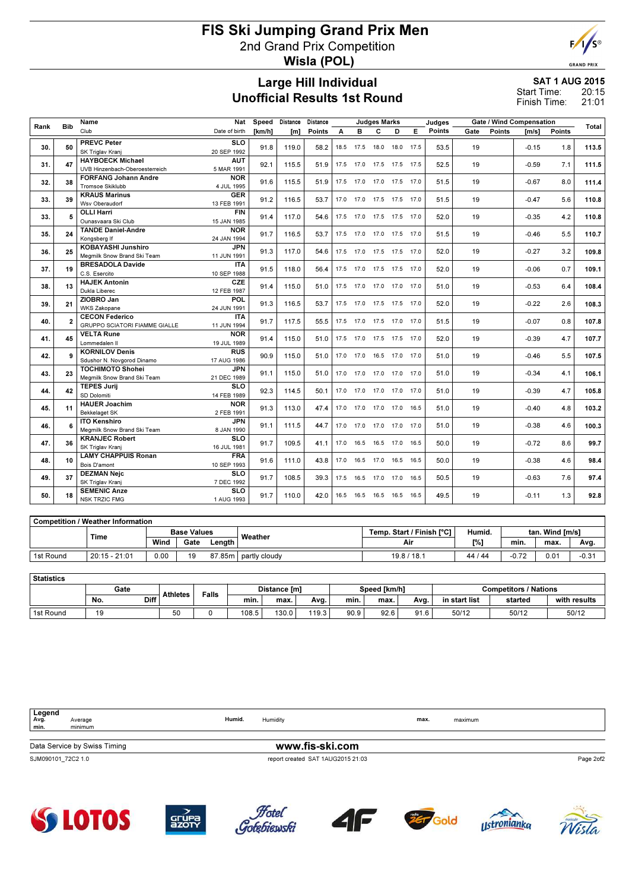# FIS Ski Jumping Grand Prix Men

2nd Grand Prix Competition

**Wisla (POL)**

## Large Hill Individual
## Unofficial Results 1st Round

**SAT 1 AUG 2015**
Start Time: 20:15
Finish Time: 21:01

| Rank | Bib | Name / Club | Nat / Date of birth | Speed [km/h] | Distance [m] | Distance Points | A | B | C | D | E | Judges Points | Gate | Gate Points | [m/s] | Wind Points | Total |
|---|---|---|---|---|---|---|---|---|---|---|---|---|---|---|---|---|---|
| 30. | 50 | PREVC Peter / SK Triglav Kranj | SLO / 20 SEP 1992 | 91.8 | 119.0 | 58.2 | 18.5 | 17.5 | 18.0 | 18.0 | 17.5 | 53.5 | 19 | | -0.15 | 1.8 | 113.5 |
| 31. | 47 | HAYBOECK Michael / UVB Hinzenbach-Oberoesterreich | AUT / 5 MAR 1991 | 92.1 | 115.5 | 51.9 | 17.5 | 17.0 | 17.5 | 17.5 | 17.5 | 52.5 | 19 | | -0.59 | 7.1 | 111.5 |
| 32. | 38 | FORFANG Johann Andre / Tromsoe Skiklubb | NOR / 4 JUL 1995 | 91.6 | 115.5 | 51.9 | 17.5 | 17.0 | 17.0 | 17.5 | 17.0 | 51.5 | 19 | | -0.67 | 8.0 | 111.4 |
| 33. | 39 | KRAUS Marinus / Wsv Oberaudorf | GER / 13 FEB 1991 | 91.2 | 116.5 | 53.7 | 17.0 | 17.0 | 17.5 | 17.5 | 17.0 | 51.5 | 19 | | -0.47 | 5.6 | 110.8 |
| 33. | 5 | OLLI Harri / Ounasvaara Ski Club | FIN / 15 JAN 1985 | 91.4 | 117.0 | 54.6 | 17.5 | 17.0 | 17.5 | 17.5 | 17.0 | 52.0 | 19 | | -0.35 | 4.2 | 110.8 |
| 35. | 24 | TANDE Daniel-Andre / Kongsberg If | NOR / 24 JAN 1994 | 91.7 | 116.5 | 53.7 | 17.5 | 17.0 | 17.0 | 17.5 | 17.0 | 51.5 | 19 | | -0.46 | 5.5 | 110.7 |
| 36. | 25 | KOBAYASHI Junshiro / Megmilk Snow Brand Ski Team | JPN / 11 JUN 1991 | 91.3 | 117.0 | 54.6 | 17.5 | 17.0 | 17.5 | 17.5 | 17.0 | 52.0 | 19 | | -0.27 | 3.2 | 109.8 |
| 37. | 19 | BRESADOLA Davide / C.S. Esercito | ITA / 10 SEP 1988 | 91.5 | 118.0 | 56.4 | 17.5 | 17.0 | 17.5 | 17.5 | 17.0 | 52.0 | 19 | | -0.06 | 0.7 | 109.1 |
| 38. | 13 | HAJEK Antonin / Dukla Liberec | CZE / 12 FEB 1987 | 91.4 | 115.0 | 51.0 | 17.5 | 17.0 | 17.0 | 17.0 | 17.0 | 51.0 | 19 | | -0.53 | 6.4 | 108.4 |
| 39. | 21 | ZIOBRO Jan / WKS Zakopane | POL / 24 JUN 1991 | 91.3 | 116.5 | 53.7 | 17.5 | 17.0 | 17.5 | 17.5 | 17.0 | 52.0 | 19 | | -0.22 | 2.6 | 108.3 |
| 40. | 2 | CECON Federico / GRUPPO SCIATORI FIAMME GIALLE | ITA / 11 JUN 1994 | 91.7 | 117.5 | 55.5 | 17.5 | 17.0 | 17.5 | 17.0 | 17.0 | 51.5 | 19 | | -0.07 | 0.8 | 107.8 |
| 41. | 45 | VELTA Rune / Lommedalen Il | NOR / 19 JUL 1989 | 91.4 | 115.0 | 51.0 | 17.5 | 17.0 | 17.5 | 17.5 | 17.0 | 52.0 | 19 | | -0.39 | 4.7 | 107.7 |
| 42. | 9 | KORNILOV Denis / Sdushor N. Novgorod Dinamo | RUS / 17 AUG 1986 | 90.9 | 115.0 | 51.0 | 17.0 | 17.0 | 16.5 | 17.0 | 17.0 | 51.0 | 19 | | -0.46 | 5.5 | 107.5 |
| 43. | 23 | TOCHIMOTO Shohei / Megmilk Snow Brand Ski Team | JPN / 21 DEC 1989 | 91.1 | 115.0 | 51.0 | 17.0 | 17.0 | 17.0 | 17.0 | 17.0 | 51.0 | 19 | | -0.34 | 4.1 | 106.1 |
| 44. | 42 | TEPES Jurij / SD Dolomiti | SLO / 14 FEB 1989 | 92.3 | 114.5 | 50.1 | 17.0 | 17.0 | 17.0 | 17.0 | 17.0 | 51.0 | 19 | | -0.39 | 4.7 | 105.8 |
| 45. | 11 | HAUER Joachim / Bekkelaget SK | NOR / 2 FEB 1991 | 91.3 | 113.0 | 47.4 | 17.0 | 17.0 | 17.0 | 17.0 | 16.5 | 51.0 | 19 | | -0.40 | 4.8 | 103.2 |
| 46. | 6 | ITO Kenshiro / Megmilk Snow Brand Ski Team | JPN / 8 JAN 1990 | 91.1 | 111.5 | 44.7 | 17.0 | 17.0 | 17.0 | 17.0 | 17.0 | 51.0 | 19 | | -0.38 | 4.6 | 100.3 |
| 47. | 36 | KRANJEC Robert / SK Triglav Kranj | SLO / 16 JUL 1981 | 91.7 | 109.5 | 41.1 | 17.0 | 16.5 | 16.5 | 17.0 | 16.5 | 50.0 | 19 | | -0.72 | 8.6 | 99.7 |
| 48. | 10 | LAMY CHAPPUIS Ronan / Bois D'amont | FRA / 10 SEP 1993 | 91.6 | 111.0 | 43.8 | 17.0 | 16.5 | 17.0 | 16.5 | 16.5 | 50.0 | 19 | | -0.38 | 4.6 | 98.4 |
| 49. | 37 | DEZMAN Nejc / SK Triglav Kranj | SLO / 7 DEC 1992 | 91.7 | 108.5 | 39.3 | 17.5 | 16.5 | 17.0 | 17.0 | 16.5 | 50.5 | 19 | | -0.63 | 7.6 | 97.4 |
| 50. | 18 | SEMENIC Anze / NSK TRZIC FMG | SLO / 1 AUG 1993 | 91.7 | 110.0 | 42.0 | 16.5 | 16.5 | 16.5 | 16.5 | 16.5 | 49.5 | 19 | | -0.11 | 1.3 | 92.8 |

### Competition / Weather Information

| | Time | Base Values | | | Weather | Temp. Start / Finish [°C] | Humid. | tan. Wind [m/s] | | |
|---|---|---|---|---|---|---|---|---|---|---|
| | | Wind | Gate | Length | | Air | [%] | min. | max. | Avg. |
| 1st Round | 20:15 - 21:01 | 0.00 | 19 | 87.85m | partly cloudy | 19.8 / 18.1 | 44 / 44 | -0.72 | 0.01 | -0.31 |

### Statistics

| | Gate | | Athletes | Falls | Distance [m] | | | Speed [km/h] | | | Competitors / Nations | | |
|---|---|---|---|---|---|---|---|---|---|---|---|---|---|
| | No. | Diff | | | min. | max. | Avg. | min. | max. | Avg. | in start list | started | with results |
| 1st Round | 19 | | 50 | 0 | 108.5 | 130.0 | 119.3 | 90.9 | 92.6 | 91.6 | 50/12 | 50/12 | 50/12 |

**Legend**
Avg. Average
min. minimum
Humid. Humidity
max. maximum

Data Service by Swiss Timing — www.fis-ski.com

SJM090101_72C2 1.0 — report created SAT 1AUG2015 21:03